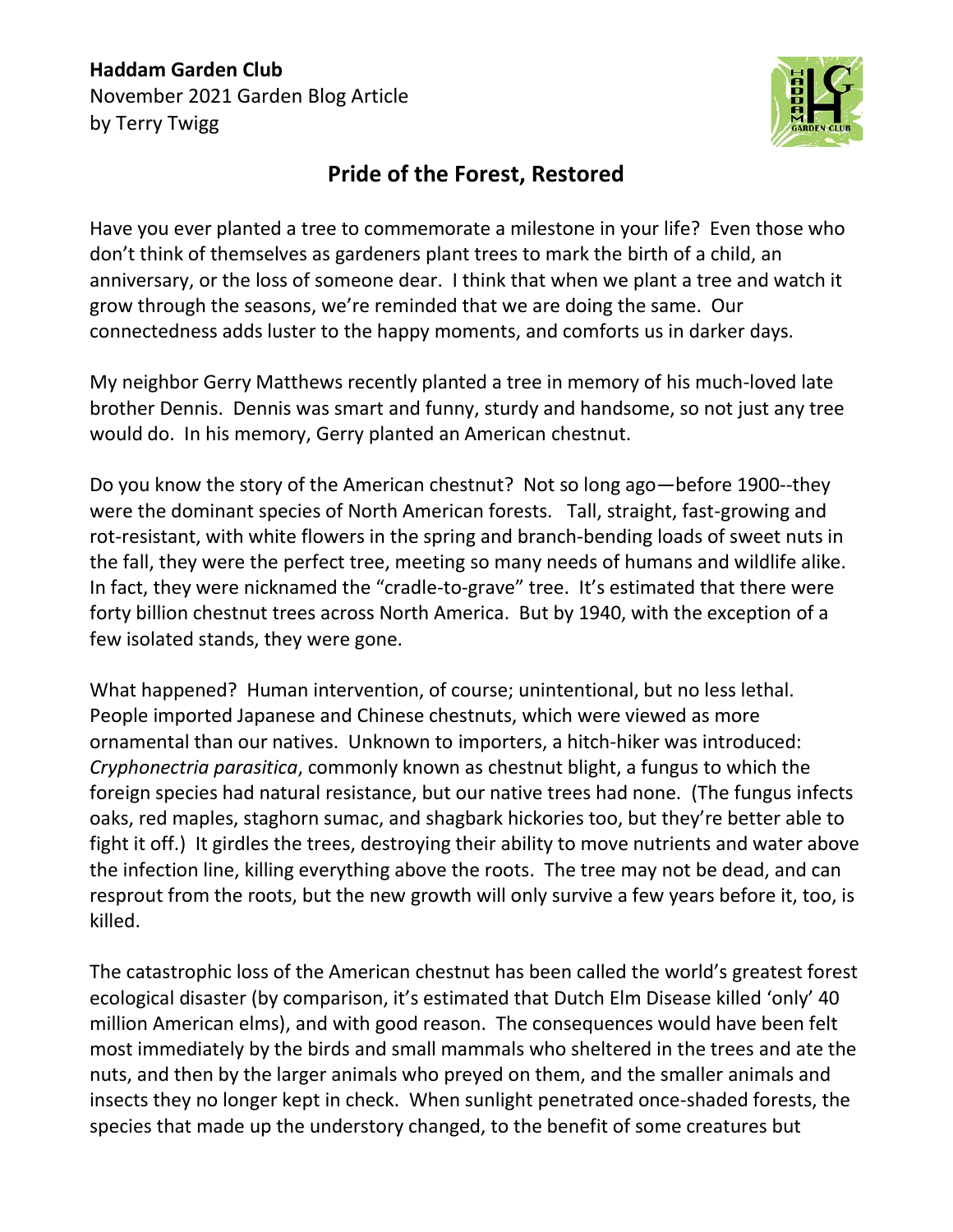**Haddam Garden Club**
November 2021 Garden Blog Article
by Terry Twigg

# Pride of the Forest, Restored

Have you ever planted a tree to commemorate a milestone in your life? Even those who don't think of themselves as gardeners plant trees to mark the birth of a child, an anniversary, or the loss of someone dear. I think that when we plant a tree and watch it grow through the seasons, we're reminded that we are doing the same. Our connectedness adds luster to the happy moments, and comforts us in darker days.

My neighbor Gerry Matthews recently planted a tree in memory of his much-loved late brother Dennis. Dennis was smart and funny, sturdy and handsome, so not just any tree would do. In his memory, Gerry planted an American chestnut.

Do you know the story of the American chestnut? Not so long ago—before 1900--they were the dominant species of North American forests. Tall, straight, fast-growing and rot-resistant, with white flowers in the spring and branch-bending loads of sweet nuts in the fall, they were the perfect tree, meeting so many needs of humans and wildlife alike. In fact, they were nicknamed the "cradle-to-grave" tree. It's estimated that there were forty billion chestnut trees across North America. But by 1940, with the exception of a few isolated stands, they were gone.

What happened? Human intervention, of course; unintentional, but no less lethal. People imported Japanese and Chinese chestnuts, which were viewed as more ornamental than our natives. Unknown to importers, a hitch-hiker was introduced: *Cryphonectria parasitica*, commonly known as chestnut blight, a fungus to which the foreign species had natural resistance, but our native trees had none. (The fungus infects oaks, red maples, staghorn sumac, and shagbark hickories too, but they're better able to fight it off.) It girdles the trees, destroying their ability to move nutrients and water above the infection line, killing everything above the roots. The tree may not be dead, and can resprout from the roots, but the new growth will only survive a few years before it, too, is killed.

The catastrophic loss of the American chestnut has been called the world's greatest forest ecological disaster (by comparison, it's estimated that Dutch Elm Disease killed 'only' 40 million American elms), and with good reason. The consequences would have been felt most immediately by the birds and small mammals who sheltered in the trees and ate the nuts, and then by the larger animals who preyed on them, and the smaller animals and insects they no longer kept in check. When sunlight penetrated once-shaded forests, the species that made up the understory changed, to the benefit of some creatures but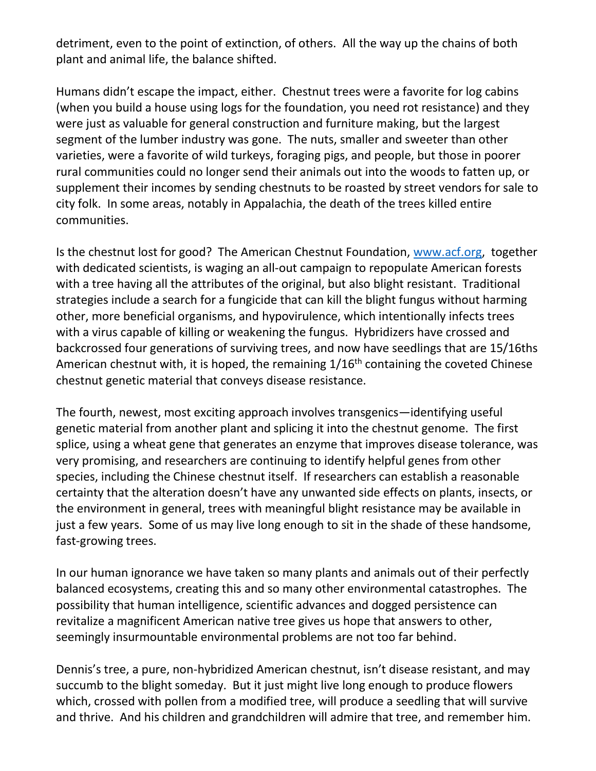detriment, even to the point of extinction, of others. All the way up the chains of both plant and animal life, the balance shifted.

Humans didn't escape the impact, either. Chestnut trees were a favorite for log cabins (when you build a house using logs for the foundation, you need rot resistance) and they were just as valuable for general construction and furniture making, but the largest segment of the lumber industry was gone. The nuts, smaller and sweeter than other varieties, were a favorite of wild turkeys, foraging pigs, and people, but those in poorer rural communities could no longer send their animals out into the woods to fatten up, or supplement their incomes by sending chestnuts to be roasted by street vendors for sale to city folk. In some areas, notably in Appalachia, the death of the trees killed entire communities.

Is the chestnut lost for good? The American Chestnut Foundation, www.acf.org, together with dedicated scientists, is waging an all-out campaign to repopulate American forests with a tree having all the attributes of the original, but also blight resistant. Traditional strategies include a search for a fungicide that can kill the blight fungus without harming other, more beneficial organisms, and hypovirulence, which intentionally infects trees with a virus capable of killing or weakening the fungus. Hybridizers have crossed and backcrossed four generations of surviving trees, and now have seedlings that are 15/16ths American chestnut with, it is hoped, the remaining 1/16th containing the coveted Chinese chestnut genetic material that conveys disease resistance.

The fourth, newest, most exciting approach involves transgenics—identifying useful genetic material from another plant and splicing it into the chestnut genome. The first splice, using a wheat gene that generates an enzyme that improves disease tolerance, was very promising, and researchers are continuing to identify helpful genes from other species, including the Chinese chestnut itself. If researchers can establish a reasonable certainty that the alteration doesn't have any unwanted side effects on plants, insects, or the environment in general, trees with meaningful blight resistance may be available in just a few years. Some of us may live long enough to sit in the shade of these handsome, fast-growing trees.

In our human ignorance we have taken so many plants and animals out of their perfectly balanced ecosystems, creating this and so many other environmental catastrophes. The possibility that human intelligence, scientific advances and dogged persistence can revitalize a magnificent American native tree gives us hope that answers to other, seemingly insurmountable environmental problems are not too far behind.

Dennis's tree, a pure, non-hybridized American chestnut, isn't disease resistant, and may succumb to the blight someday. But it just might live long enough to produce flowers which, crossed with pollen from a modified tree, will produce a seedling that will survive and thrive. And his children and grandchildren will admire that tree, and remember him.